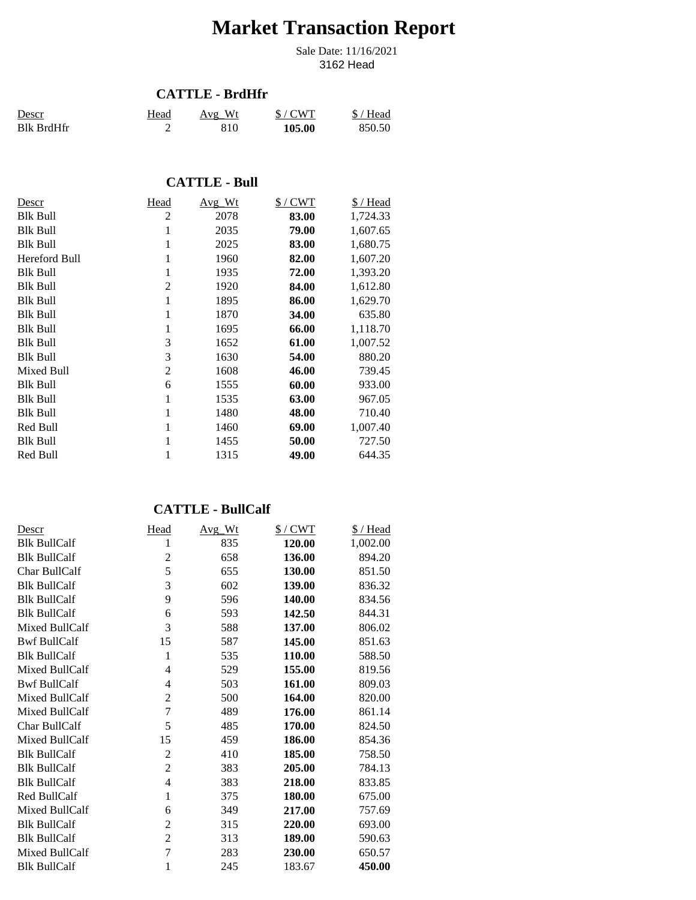# Market Transaction Report

Sale Date: 11/16/2021
3162 Head

## CATTLE - BrdHfr

| Descr | Head | Avg_Wt | $ / CWT | $ / Head |
|---|---|---|---|---|
| Blk BrdHfr | 2 | 810 | **105.00** | 850.50 |

## CATTLE - Bull

| Descr | Head | Avg_Wt | $ / CWT | $ / Head |
|---|---|---|---|---|
| Blk Bull | 2 | 2078 | **83.00** | 1,724.33 |
| Blk Bull | 1 | 2035 | **79.00** | 1,607.65 |
| Blk Bull | 1 | 2025 | **83.00** | 1,680.75 |
| Hereford Bull | 1 | 1960 | **82.00** | 1,607.20 |
| Blk Bull | 1 | 1935 | **72.00** | 1,393.20 |
| Blk Bull | 2 | 1920 | **84.00** | 1,612.80 |
| Blk Bull | 1 | 1895 | **86.00** | 1,629.70 |
| Blk Bull | 1 | 1870 | **34.00** | 635.80 |
| Blk Bull | 1 | 1695 | **66.00** | 1,118.70 |
| Blk Bull | 3 | 1652 | **61.00** | 1,007.52 |
| Blk Bull | 3 | 1630 | **54.00** | 880.20 |
| Mixed Bull | 2 | 1608 | **46.00** | 739.45 |
| Blk Bull | 6 | 1555 | **60.00** | 933.00 |
| Blk Bull | 1 | 1535 | **63.00** | 967.05 |
| Blk Bull | 1 | 1480 | **48.00** | 710.40 |
| Red Bull | 1 | 1460 | **69.00** | 1,007.40 |
| Blk Bull | 1 | 1455 | **50.00** | 727.50 |
| Red Bull | 1 | 1315 | **49.00** | 644.35 |

## CATTLE - BullCalf

| Descr | Head | Avg_Wt | $ / CWT | $ / Head |
|---|---|---|---|---|
| Blk BullCalf | 1 | 835 | **120.00** | 1,002.00 |
| Blk BullCalf | 2 | 658 | **136.00** | 894.20 |
| Char BullCalf | 5 | 655 | **130.00** | 851.50 |
| Blk BullCalf | 3 | 602 | **139.00** | 836.32 |
| Blk BullCalf | 9 | 596 | **140.00** | 834.56 |
| Blk BullCalf | 6 | 593 | **142.50** | 844.31 |
| Mixed BullCalf | 3 | 588 | **137.00** | 806.02 |
| Bwf BullCalf | 15 | 587 | **145.00** | 851.63 |
| Blk BullCalf | 1 | 535 | **110.00** | 588.50 |
| Mixed BullCalf | 4 | 529 | **155.00** | 819.56 |
| Bwf BullCalf | 4 | 503 | **161.00** | 809.03 |
| Mixed BullCalf | 2 | 500 | **164.00** | 820.00 |
| Mixed BullCalf | 7 | 489 | **176.00** | 861.14 |
| Char BullCalf | 5 | 485 | **170.00** | 824.50 |
| Mixed BullCalf | 15 | 459 | **186.00** | 854.36 |
| Blk BullCalf | 2 | 410 | **185.00** | 758.50 |
| Blk BullCalf | 2 | 383 | **205.00** | 784.13 |
| Blk BullCalf | 4 | 383 | **218.00** | 833.85 |
| Red BullCalf | 1 | 375 | **180.00** | 675.00 |
| Mixed BullCalf | 6 | 349 | **217.00** | 757.69 |
| Blk BullCalf | 2 | 315 | **220.00** | 693.00 |
| Blk BullCalf | 2 | 313 | **189.00** | 590.63 |
| Mixed BullCalf | 7 | 283 | **230.00** | 650.57 |
| Blk BullCalf | 1 | 245 | 183.67 | **450.00** |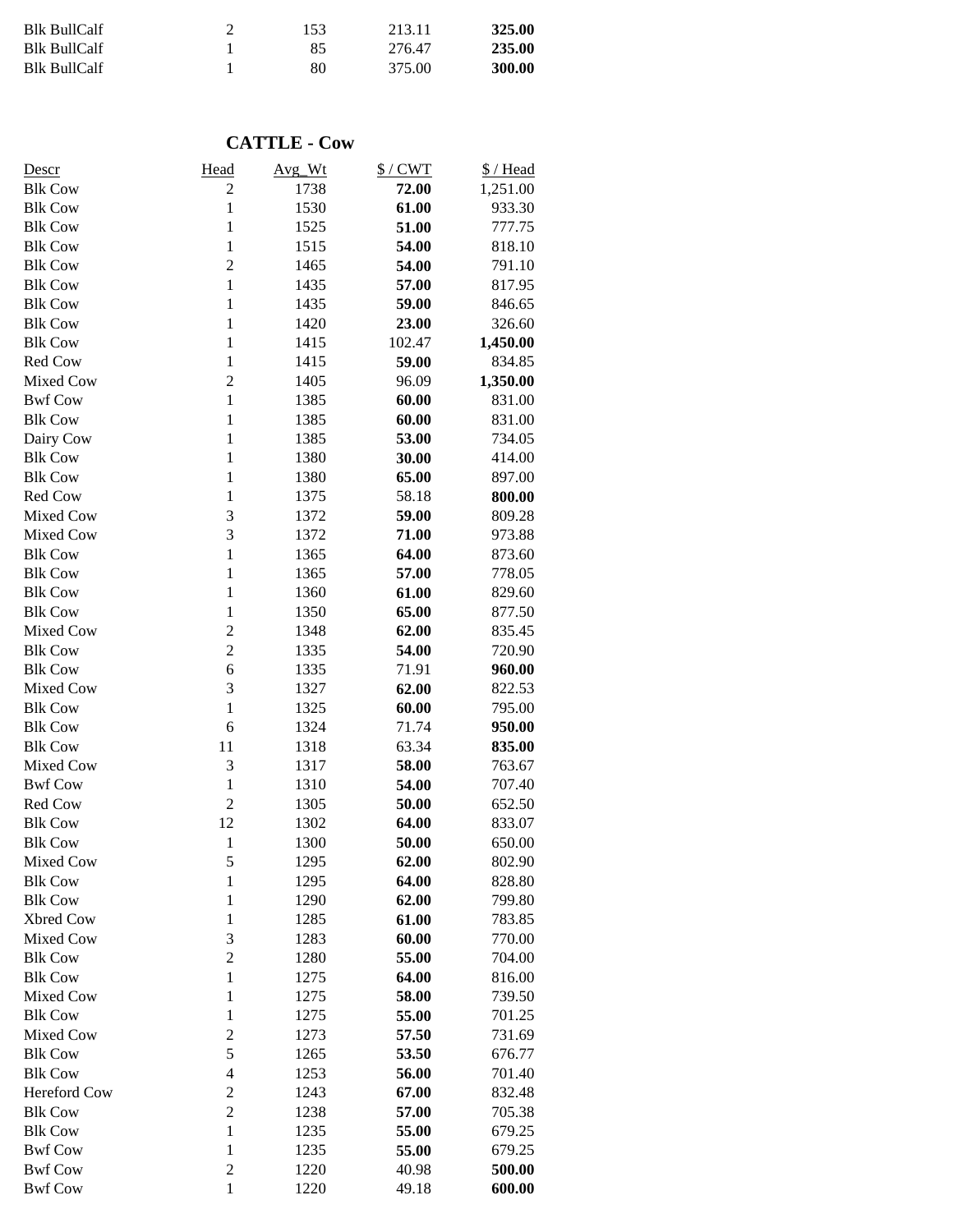| | | | | |
|---|---|---|---|---|
| Blk BullCalf | 2 | 153 | 213.11 | **325.00** |
| Blk BullCalf | 1 | 85 | 276.47 | **235.00** |
| Blk BullCalf | 1 | 80 | 375.00 | **300.00** |

## CATTLE - Cow

| Descr | Head | Avg_Wt | $ / CWT | $ / Head |
|---|---|---|---|---|
| Blk Cow | 2 | 1738 | **72.00** | 1,251.00 |
| Blk Cow | 1 | 1530 | **61.00** | 933.30 |
| Blk Cow | 1 | 1525 | **51.00** | 777.75 |
| Blk Cow | 1 | 1515 | **54.00** | 818.10 |
| Blk Cow | 2 | 1465 | **54.00** | 791.10 |
| Blk Cow | 1 | 1435 | **57.00** | 817.95 |
| Blk Cow | 1 | 1435 | **59.00** | 846.65 |
| Blk Cow | 1 | 1420 | **23.00** | 326.60 |
| Blk Cow | 1 | 1415 | 102.47 | **1,450.00** |
| Red Cow | 1 | 1415 | **59.00** | 834.85 |
| Mixed Cow | 2 | 1405 | 96.09 | **1,350.00** |
| Bwf Cow | 1 | 1385 | **60.00** | 831.00 |
| Blk Cow | 1 | 1385 | **60.00** | 831.00 |
| Dairy Cow | 1 | 1385 | **53.00** | 734.05 |
| Blk Cow | 1 | 1380 | **30.00** | 414.00 |
| Blk Cow | 1 | 1380 | **65.00** | 897.00 |
| Red Cow | 1 | 1375 | 58.18 | **800.00** |
| Mixed Cow | 3 | 1372 | **59.00** | 809.28 |
| Mixed Cow | 3 | 1372 | **71.00** | 973.88 |
| Blk Cow | 1 | 1365 | **64.00** | 873.60 |
| Blk Cow | 1 | 1365 | **57.00** | 778.05 |
| Blk Cow | 1 | 1360 | **61.00** | 829.60 |
| Blk Cow | 1 | 1350 | **65.00** | 877.50 |
| Mixed Cow | 2 | 1348 | **62.00** | 835.45 |
| Blk Cow | 2 | 1335 | **54.00** | 720.90 |
| Blk Cow | 6 | 1335 | 71.91 | **960.00** |
| Mixed Cow | 3 | 1327 | **62.00** | 822.53 |
| Blk Cow | 1 | 1325 | **60.00** | 795.00 |
| Blk Cow | 6 | 1324 | 71.74 | **950.00** |
| Blk Cow | 11 | 1318 | 63.34 | **835.00** |
| Mixed Cow | 3 | 1317 | **58.00** | 763.67 |
| Bwf Cow | 1 | 1310 | **54.00** | 707.40 |
| Red Cow | 2 | 1305 | **50.00** | 652.50 |
| Blk Cow | 12 | 1302 | **64.00** | 833.07 |
| Blk Cow | 1 | 1300 | **50.00** | 650.00 |
| Mixed Cow | 5 | 1295 | **62.00** | 802.90 |
| Blk Cow | 1 | 1295 | **64.00** | 828.80 |
| Blk Cow | 1 | 1290 | **62.00** | 799.80 |
| Xbred Cow | 1 | 1285 | **61.00** | 783.85 |
| Mixed Cow | 3 | 1283 | **60.00** | 770.00 |
| Blk Cow | 2 | 1280 | **55.00** | 704.00 |
| Blk Cow | 1 | 1275 | **64.00** | 816.00 |
| Mixed Cow | 1 | 1275 | **58.00** | 739.50 |
| Blk Cow | 1 | 1275 | **55.00** | 701.25 |
| Mixed Cow | 2 | 1273 | **57.50** | 731.69 |
| Blk Cow | 5 | 1265 | **53.50** | 676.77 |
| Blk Cow | 4 | 1253 | **56.00** | 701.40 |
| Hereford Cow | 2 | 1243 | **67.00** | 832.48 |
| Blk Cow | 2 | 1238 | **57.00** | 705.38 |
| Blk Cow | 1 | 1235 | **55.00** | 679.25 |
| Bwf Cow | 1 | 1235 | **55.00** | 679.25 |
| Bwf Cow | 2 | 1220 | 40.98 | **500.00** |
| Bwf Cow | 1 | 1220 | 49.18 | **600.00** |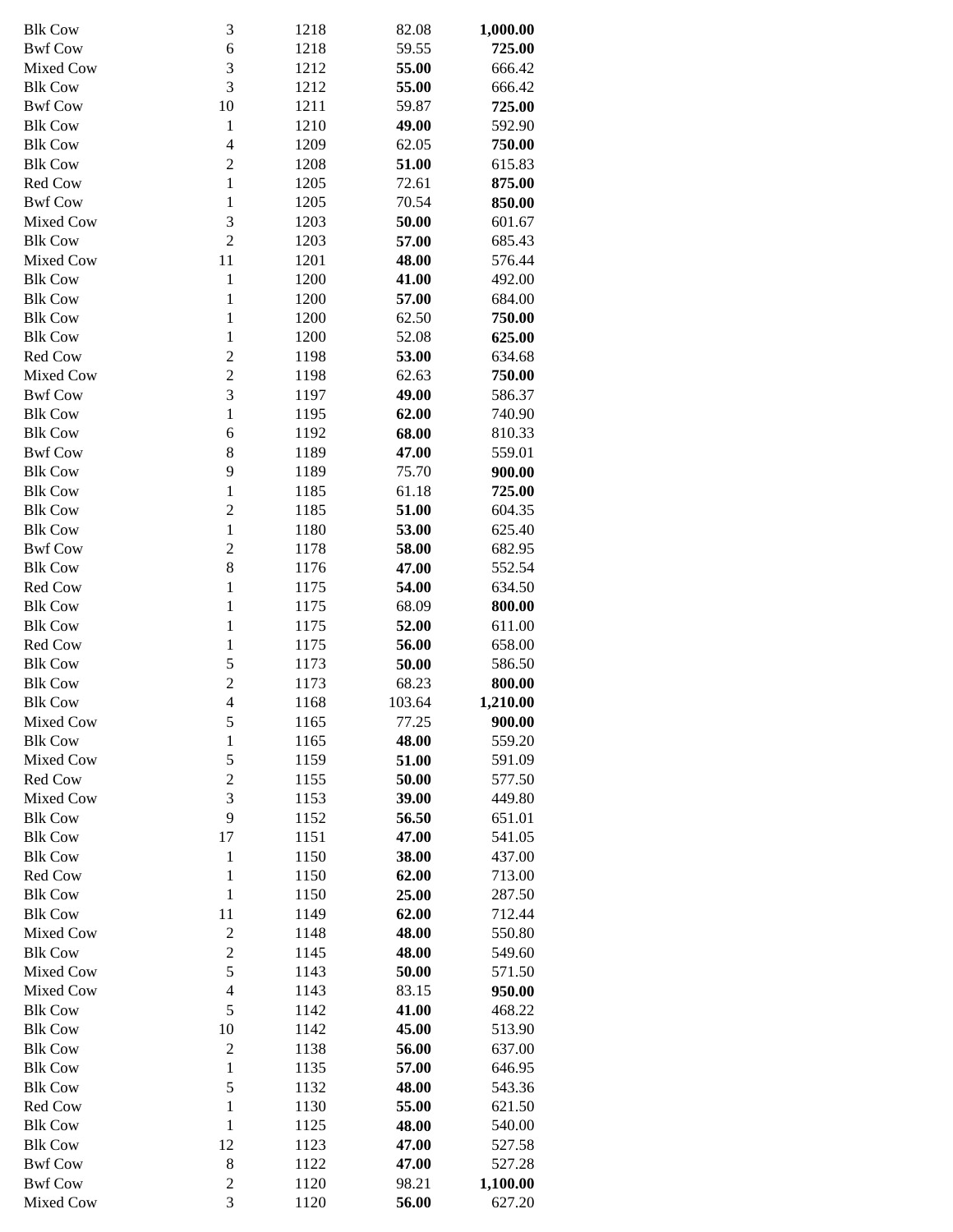| | | | | |
|---|---|---|---|---|
| Blk Cow | 3 | 1218 | 82.08 | **1,000.00** |
| Bwf Cow | 6 | 1218 | 59.55 | **725.00** |
| Mixed Cow | 3 | 1212 | **55.00** | 666.42 |
| Blk Cow | 3 | 1212 | **55.00** | 666.42 |
| Bwf Cow | 10 | 1211 | 59.87 | **725.00** |
| Blk Cow | 1 | 1210 | **49.00** | 592.90 |
| Blk Cow | 4 | 1209 | 62.05 | **750.00** |
| Blk Cow | 2 | 1208 | **51.00** | 615.83 |
| Red Cow | 1 | 1205 | 72.61 | **875.00** |
| Bwf Cow | 1 | 1205 | 70.54 | **850.00** |
| Mixed Cow | 3 | 1203 | **50.00** | 601.67 |
| Blk Cow | 2 | 1203 | **57.00** | 685.43 |
| Mixed Cow | 11 | 1201 | **48.00** | 576.44 |
| Blk Cow | 1 | 1200 | **41.00** | 492.00 |
| Blk Cow | 1 | 1200 | **57.00** | 684.00 |
| Blk Cow | 1 | 1200 | 62.50 | **750.00** |
| Blk Cow | 1 | 1200 | 52.08 | **625.00** |
| Red Cow | 2 | 1198 | **53.00** | 634.68 |
| Mixed Cow | 2 | 1198 | 62.63 | **750.00** |
| Bwf Cow | 3 | 1197 | **49.00** | 586.37 |
| Blk Cow | 1 | 1195 | **62.00** | 740.90 |
| Blk Cow | 6 | 1192 | **68.00** | 810.33 |
| Bwf Cow | 8 | 1189 | **47.00** | 559.01 |
| Blk Cow | 9 | 1189 | 75.70 | **900.00** |
| Blk Cow | 1 | 1185 | 61.18 | **725.00** |
| Blk Cow | 2 | 1185 | **51.00** | 604.35 |
| Blk Cow | 1 | 1180 | **53.00** | 625.40 |
| Bwf Cow | 2 | 1178 | **58.00** | 682.95 |
| Blk Cow | 8 | 1176 | **47.00** | 552.54 |
| Red Cow | 1 | 1175 | **54.00** | 634.50 |
| Blk Cow | 1 | 1175 | 68.09 | **800.00** |
| Blk Cow | 1 | 1175 | **52.00** | 611.00 |
| Red Cow | 1 | 1175 | **56.00** | 658.00 |
| Blk Cow | 5 | 1173 | **50.00** | 586.50 |
| Blk Cow | 2 | 1173 | 68.23 | **800.00** |
| Blk Cow | 4 | 1168 | 103.64 | **1,210.00** |
| Mixed Cow | 5 | 1165 | 77.25 | **900.00** |
| Blk Cow | 1 | 1165 | **48.00** | 559.20 |
| Mixed Cow | 5 | 1159 | **51.00** | 591.09 |
| Red Cow | 2 | 1155 | **50.00** | 577.50 |
| Mixed Cow | 3 | 1153 | **39.00** | 449.80 |
| Blk Cow | 9 | 1152 | **56.50** | 651.01 |
| Blk Cow | 17 | 1151 | **47.00** | 541.05 |
| Blk Cow | 1 | 1150 | **38.00** | 437.00 |
| Red Cow | 1 | 1150 | **62.00** | 713.00 |
| Blk Cow | 1 | 1150 | **25.00** | 287.50 |
| Blk Cow | 11 | 1149 | **62.00** | 712.44 |
| Mixed Cow | 2 | 1148 | **48.00** | 550.80 |
| Blk Cow | 2 | 1145 | **48.00** | 549.60 |
| Mixed Cow | 5 | 1143 | **50.00** | 571.50 |
| Mixed Cow | 4 | 1143 | 83.15 | **950.00** |
| Blk Cow | 5 | 1142 | **41.00** | 468.22 |
| Blk Cow | 10 | 1142 | **45.00** | 513.90 |
| Blk Cow | 2 | 1138 | **56.00** | 637.00 |
| Blk Cow | 1 | 1135 | **57.00** | 646.95 |
| Blk Cow | 5 | 1132 | **48.00** | 543.36 |
| Red Cow | 1 | 1130 | **55.00** | 621.50 |
| Blk Cow | 1 | 1125 | **48.00** | 540.00 |
| Blk Cow | 12 | 1123 | **47.00** | 527.58 |
| Bwf Cow | 8 | 1122 | **47.00** | 527.28 |
| Bwf Cow | 2 | 1120 | 98.21 | **1,100.00** |
| Mixed Cow | 3 | 1120 | **56.00** | 627.20 |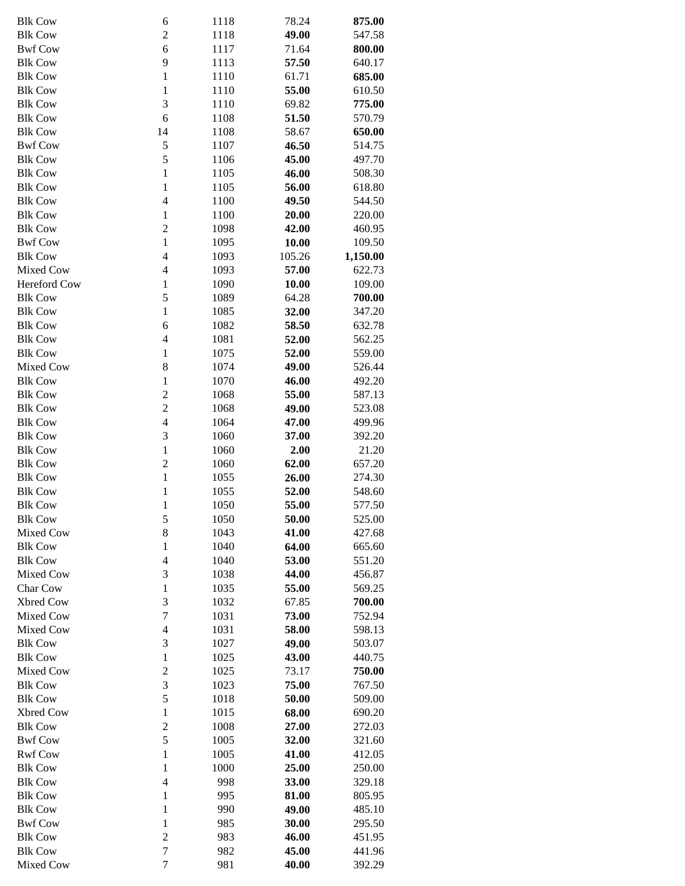| | | | | |
|---|---|---|---|---|
| Blk Cow | 6 | 1118 | 78.24 | **875.00** |
| Blk Cow | 2 | 1118 | **49.00** | 547.58 |
| Bwf Cow | 6 | 1117 | 71.64 | **800.00** |
| Blk Cow | 9 | 1113 | **57.50** | 640.17 |
| Blk Cow | 1 | 1110 | 61.71 | **685.00** |
| Blk Cow | 1 | 1110 | **55.00** | 610.50 |
| Blk Cow | 3 | 1110 | 69.82 | **775.00** |
| Blk Cow | 6 | 1108 | **51.50** | 570.79 |
| Blk Cow | 14 | 1108 | 58.67 | **650.00** |
| Bwf Cow | 5 | 1107 | **46.50** | 514.75 |
| Blk Cow | 5 | 1106 | **45.00** | 497.70 |
| Blk Cow | 1 | 1105 | **46.00** | 508.30 |
| Blk Cow | 1 | 1105 | **56.00** | 618.80 |
| Blk Cow | 4 | 1100 | **49.50** | 544.50 |
| Blk Cow | 1 | 1100 | **20.00** | 220.00 |
| Blk Cow | 2 | 1098 | **42.00** | 460.95 |
| Bwf Cow | 1 | 1095 | **10.00** | 109.50 |
| Blk Cow | 4 | 1093 | 105.26 | **1,150.00** |
| Mixed Cow | 4 | 1093 | **57.00** | 622.73 |
| Hereford Cow | 1 | 1090 | **10.00** | 109.00 |
| Blk Cow | 5 | 1089 | 64.28 | **700.00** |
| Blk Cow | 1 | 1085 | **32.00** | 347.20 |
| Blk Cow | 6 | 1082 | **58.50** | 632.78 |
| Blk Cow | 4 | 1081 | **52.00** | 562.25 |
| Blk Cow | 1 | 1075 | **52.00** | 559.00 |
| Mixed Cow | 8 | 1074 | **49.00** | 526.44 |
| Blk Cow | 1 | 1070 | **46.00** | 492.20 |
| Blk Cow | 2 | 1068 | **55.00** | 587.13 |
| Blk Cow | 2 | 1068 | **49.00** | 523.08 |
| Blk Cow | 4 | 1064 | **47.00** | 499.96 |
| Blk Cow | 3 | 1060 | **37.00** | 392.20 |
| Blk Cow | 1 | 1060 | **2.00** | 21.20 |
| Blk Cow | 2 | 1060 | **62.00** | 657.20 |
| Blk Cow | 1 | 1055 | **26.00** | 274.30 |
| Blk Cow | 1 | 1055 | **52.00** | 548.60 |
| Blk Cow | 1 | 1050 | **55.00** | 577.50 |
| Blk Cow | 5 | 1050 | **50.00** | 525.00 |
| Mixed Cow | 8 | 1043 | **41.00** | 427.68 |
| Blk Cow | 1 | 1040 | **64.00** | 665.60 |
| Blk Cow | 4 | 1040 | **53.00** | 551.20 |
| Mixed Cow | 3 | 1038 | **44.00** | 456.87 |
| Char Cow | 1 | 1035 | **55.00** | 569.25 |
| Xbred Cow | 3 | 1032 | 67.85 | **700.00** |
| Mixed Cow | 7 | 1031 | **73.00** | 752.94 |
| Mixed Cow | 4 | 1031 | **58.00** | 598.13 |
| Blk Cow | 3 | 1027 | **49.00** | 503.07 |
| Blk Cow | 1 | 1025 | **43.00** | 440.75 |
| Mixed Cow | 2 | 1025 | 73.17 | **750.00** |
| Blk Cow | 3 | 1023 | **75.00** | 767.50 |
| Blk Cow | 5 | 1018 | **50.00** | 509.00 |
| Xbred Cow | 1 | 1015 | **68.00** | 690.20 |
| Blk Cow | 2 | 1008 | **27.00** | 272.03 |
| Bwf Cow | 5 | 1005 | **32.00** | 321.60 |
| Rwf Cow | 1 | 1005 | **41.00** | 412.05 |
| Blk Cow | 1 | 1000 | **25.00** | 250.00 |
| Blk Cow | 4 | 998 | **33.00** | 329.18 |
| Blk Cow | 1 | 995 | **81.00** | 805.95 |
| Blk Cow | 1 | 990 | **49.00** | 485.10 |
| Bwf Cow | 1 | 985 | **30.00** | 295.50 |
| Blk Cow | 2 | 983 | **46.00** | 451.95 |
| Blk Cow | 7 | 982 | **45.00** | 441.96 |
| Mixed Cow | 7 | 981 | **40.00** | 392.29 |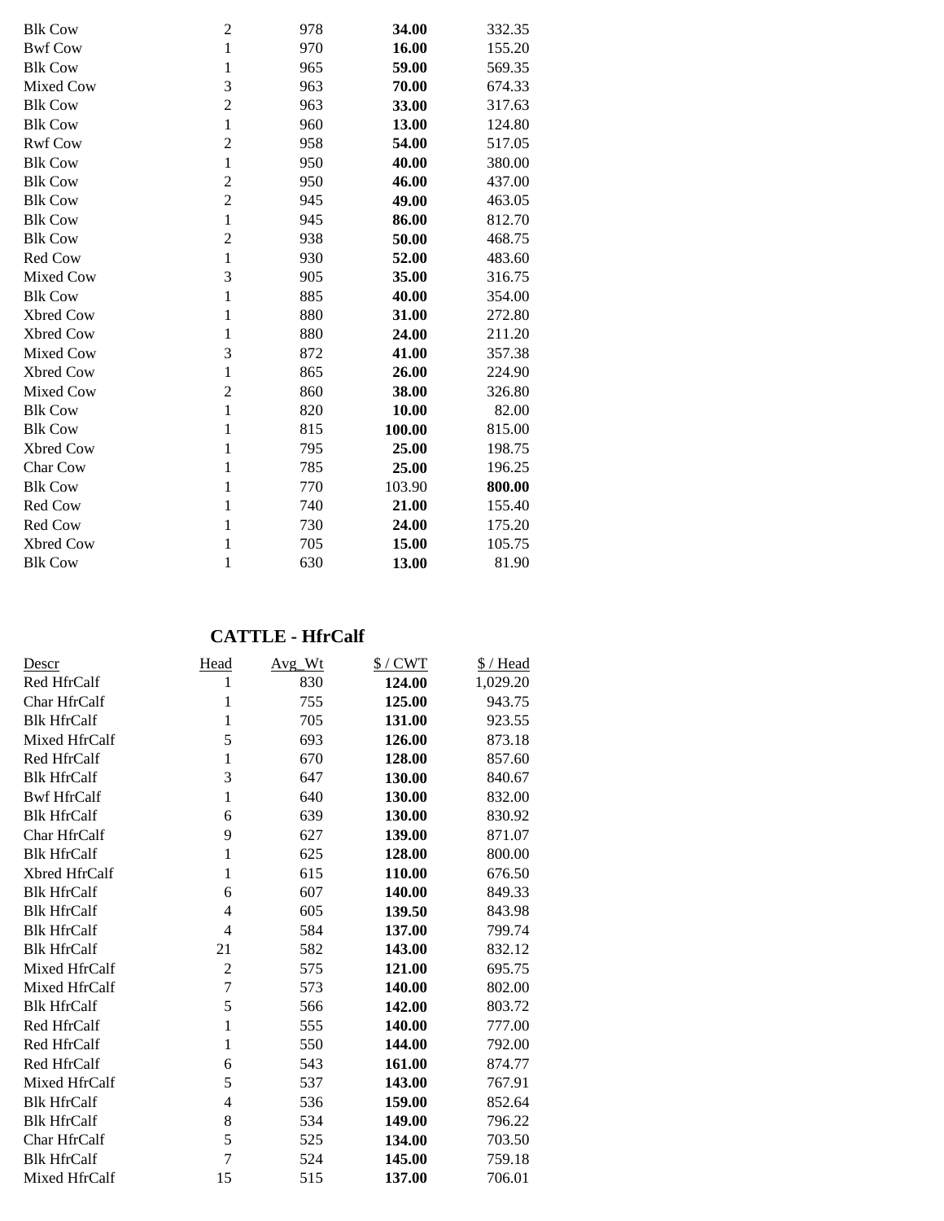| Blk Cow | 2 | 978 | **34.00** | 332.35 |
|---|---|---|---|---|
| Bwf Cow | 1 | 970 | **16.00** | 155.20 |
| Blk Cow | 1 | 965 | **59.00** | 569.35 |
| Mixed Cow | 3 | 963 | **70.00** | 674.33 |
| Blk Cow | 2 | 963 | **33.00** | 317.63 |
| Blk Cow | 1 | 960 | **13.00** | 124.80 |
| Rwf Cow | 2 | 958 | **54.00** | 517.05 |
| Blk Cow | 1 | 950 | **40.00** | 380.00 |
| Blk Cow | 2 | 950 | **46.00** | 437.00 |
| Blk Cow | 2 | 945 | **49.00** | 463.05 |
| Blk Cow | 1 | 945 | **86.00** | 812.70 |
| Blk Cow | 2 | 938 | **50.00** | 468.75 |
| Red Cow | 1 | 930 | **52.00** | 483.60 |
| Mixed Cow | 3 | 905 | **35.00** | 316.75 |
| Blk Cow | 1 | 885 | **40.00** | 354.00 |
| Xbred Cow | 1 | 880 | **31.00** | 272.80 |
| Xbred Cow | 1 | 880 | **24.00** | 211.20 |
| Mixed Cow | 3 | 872 | **41.00** | 357.38 |
| Xbred Cow | 1 | 865 | **26.00** | 224.90 |
| Mixed Cow | 2 | 860 | **38.00** | 326.80 |
| Blk Cow | 1 | 820 | **10.00** | 82.00 |
| Blk Cow | 1 | 815 | **100.00** | 815.00 |
| Xbred Cow | 1 | 795 | **25.00** | 198.75 |
| Char Cow | 1 | 785 | **25.00** | 196.25 |
| Blk Cow | 1 | 770 | 103.90 | **800.00** |
| Red Cow | 1 | 740 | **21.00** | 155.40 |
| Red Cow | 1 | 730 | **24.00** | 175.20 |
| Xbred Cow | 1 | 705 | **15.00** | 105.75 |
| Blk Cow | 1 | 630 | **13.00** | 81.90 |

## CATTLE - HfrCalf

| Descr | Head | Avg_Wt | $ / CWT | $ / Head |
|---|---|---|---|---|
| Red HfrCalf | 1 | 830 | **124.00** | 1,029.20 |
| Char HfrCalf | 1 | 755 | **125.00** | 943.75 |
| Blk HfrCalf | 1 | 705 | **131.00** | 923.55 |
| Mixed HfrCalf | 5 | 693 | **126.00** | 873.18 |
| Red HfrCalf | 1 | 670 | **128.00** | 857.60 |
| Blk HfrCalf | 3 | 647 | **130.00** | 840.67 |
| Bwf HfrCalf | 1 | 640 | **130.00** | 832.00 |
| Blk HfrCalf | 6 | 639 | **130.00** | 830.92 |
| Char HfrCalf | 9 | 627 | **139.00** | 871.07 |
| Blk HfrCalf | 1 | 625 | **128.00** | 800.00 |
| Xbred HfrCalf | 1 | 615 | **110.00** | 676.50 |
| Blk HfrCalf | 6 | 607 | **140.00** | 849.33 |
| Blk HfrCalf | 4 | 605 | **139.50** | 843.98 |
| Blk HfrCalf | 4 | 584 | **137.00** | 799.74 |
| Blk HfrCalf | 21 | 582 | **143.00** | 832.12 |
| Mixed HfrCalf | 2 | 575 | **121.00** | 695.75 |
| Mixed HfrCalf | 7 | 573 | **140.00** | 802.00 |
| Blk HfrCalf | 5 | 566 | **142.00** | 803.72 |
| Red HfrCalf | 1 | 555 | **140.00** | 777.00 |
| Red HfrCalf | 1 | 550 | **144.00** | 792.00 |
| Red HfrCalf | 6 | 543 | **161.00** | 874.77 |
| Mixed HfrCalf | 5 | 537 | **143.00** | 767.91 |
| Blk HfrCalf | 4 | 536 | **159.00** | 852.64 |
| Blk HfrCalf | 8 | 534 | **149.00** | 796.22 |
| Char HfrCalf | 5 | 525 | **134.00** | 703.50 |
| Blk HfrCalf | 7 | 524 | **145.00** | 759.18 |
| Mixed HfrCalf | 15 | 515 | **137.00** | 706.01 |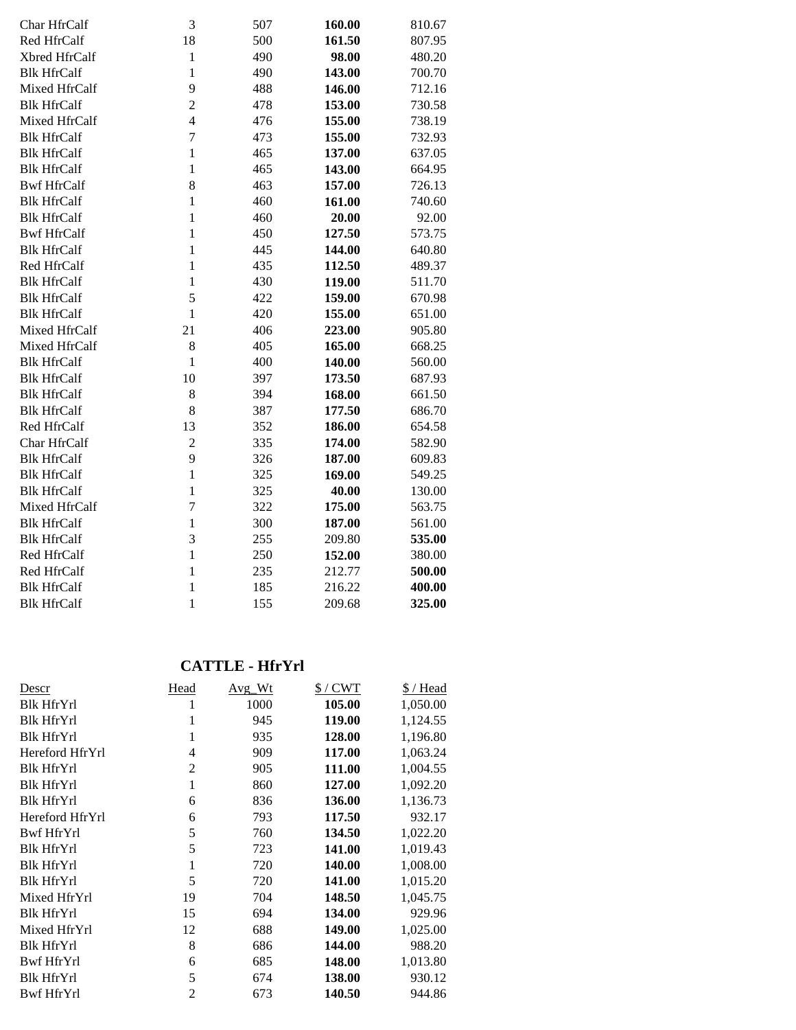| | | | | |
|---|---|---|---|---|
| Char HfrCalf | 3 | 507 | **160.00** | 810.67 |
| Red HfrCalf | 18 | 500 | **161.50** | 807.95 |
| Xbred HfrCalf | 1 | 490 | **98.00** | 480.20 |
| Blk HfrCalf | 1 | 490 | **143.00** | 700.70 |
| Mixed HfrCalf | 9 | 488 | **146.00** | 712.16 |
| Blk HfrCalf | 2 | 478 | **153.00** | 730.58 |
| Mixed HfrCalf | 4 | 476 | **155.00** | 738.19 |
| Blk HfrCalf | 7 | 473 | **155.00** | 732.93 |
| Blk HfrCalf | 1 | 465 | **137.00** | 637.05 |
| Blk HfrCalf | 1 | 465 | **143.00** | 664.95 |
| Bwf HfrCalf | 8 | 463 | **157.00** | 726.13 |
| Blk HfrCalf | 1 | 460 | **161.00** | 740.60 |
| Blk HfrCalf | 1 | 460 | **20.00** | 92.00 |
| Bwf HfrCalf | 1 | 450 | **127.50** | 573.75 |
| Blk HfrCalf | 1 | 445 | **144.00** | 640.80 |
| Red HfrCalf | 1 | 435 | **112.50** | 489.37 |
| Blk HfrCalf | 1 | 430 | **119.00** | 511.70 |
| Blk HfrCalf | 5 | 422 | **159.00** | 670.98 |
| Blk HfrCalf | 1 | 420 | **155.00** | 651.00 |
| Mixed HfrCalf | 21 | 406 | **223.00** | 905.80 |
| Mixed HfrCalf | 8 | 405 | **165.00** | 668.25 |
| Blk HfrCalf | 1 | 400 | **140.00** | 560.00 |
| Blk HfrCalf | 10 | 397 | **173.50** | 687.93 |
| Blk HfrCalf | 8 | 394 | **168.00** | 661.50 |
| Blk HfrCalf | 8 | 387 | **177.50** | 686.70 |
| Red HfrCalf | 13 | 352 | **186.00** | 654.58 |
| Char HfrCalf | 2 | 335 | **174.00** | 582.90 |
| Blk HfrCalf | 9 | 326 | **187.00** | 609.83 |
| Blk HfrCalf | 1 | 325 | **169.00** | 549.25 |
| Blk HfrCalf | 1 | 325 | **40.00** | 130.00 |
| Mixed HfrCalf | 7 | 322 | **175.00** | 563.75 |
| Blk HfrCalf | 1 | 300 | **187.00** | 561.00 |
| Blk HfrCalf | 3 | 255 | 209.80 | **535.00** |
| Red HfrCalf | 1 | 250 | **152.00** | 380.00 |
| Red HfrCalf | 1 | 235 | 212.77 | **500.00** |
| Blk HfrCalf | 1 | 185 | 216.22 | **400.00** |
| Blk HfrCalf | 1 | 155 | 209.68 | **325.00** |

## CATTLE - HfrYrl

| Descr | Head | Avg_Wt | $ / CWT | $ / Head |
|---|---|---|---|---|
| Blk HfrYrl | 1 | 1000 | **105.00** | 1,050.00 |
| Blk HfrYrl | 1 | 945 | **119.00** | 1,124.55 |
| Blk HfrYrl | 1 | 935 | **128.00** | 1,196.80 |
| Hereford HfrYrl | 4 | 909 | **117.00** | 1,063.24 |
| Blk HfrYrl | 2 | 905 | **111.00** | 1,004.55 |
| Blk HfrYrl | 1 | 860 | **127.00** | 1,092.20 |
| Blk HfrYrl | 6 | 836 | **136.00** | 1,136.73 |
| Hereford HfrYrl | 6 | 793 | **117.50** | 932.17 |
| Bwf HfrYrl | 5 | 760 | **134.50** | 1,022.20 |
| Blk HfrYrl | 5 | 723 | **141.00** | 1,019.43 |
| Blk HfrYrl | 1 | 720 | **140.00** | 1,008.00 |
| Blk HfrYrl | 5 | 720 | **141.00** | 1,015.20 |
| Mixed HfrYrl | 19 | 704 | **148.50** | 1,045.75 |
| Blk HfrYrl | 15 | 694 | **134.00** | 929.96 |
| Mixed HfrYrl | 12 | 688 | **149.00** | 1,025.00 |
| Blk HfrYrl | 8 | 686 | **144.00** | 988.20 |
| Bwf HfrYrl | 6 | 685 | **148.00** | 1,013.80 |
| Blk HfrYrl | 5 | 674 | **138.00** | 930.12 |
| Bwf HfrYrl | 2 | 673 | **140.50** | 944.86 |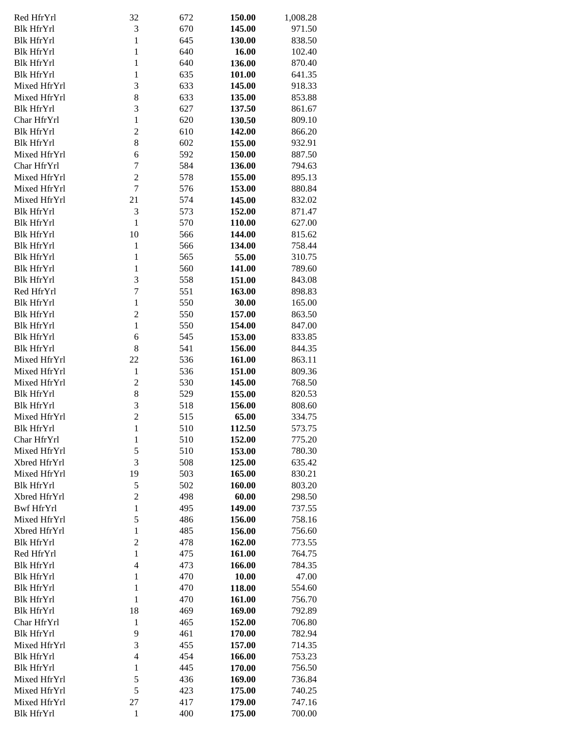| | | | | |
|---|---|---|---|---|
| Red HfrYrl | 32 | 672 | **150.00** | 1,008.28 |
| Blk HfrYrl | 3 | 670 | **145.00** | 971.50 |
| Blk HfrYrl | 1 | 645 | **130.00** | 838.50 |
| Blk HfrYrl | 1 | 640 | **16.00** | 102.40 |
| Blk HfrYrl | 1 | 640 | **136.00** | 870.40 |
| Blk HfrYrl | 1 | 635 | **101.00** | 641.35 |
| Mixed HfrYrl | 3 | 633 | **145.00** | 918.33 |
| Mixed HfrYrl | 8 | 633 | **135.00** | 853.88 |
| Blk HfrYrl | 3 | 627 | **137.50** | 861.67 |
| Char HfrYrl | 1 | 620 | **130.50** | 809.10 |
| Blk HfrYrl | 2 | 610 | **142.00** | 866.20 |
| Blk HfrYrl | 8 | 602 | **155.00** | 932.91 |
| Mixed HfrYrl | 6 | 592 | **150.00** | 887.50 |
| Char HfrYrl | 7 | 584 | **136.00** | 794.63 |
| Mixed HfrYrl | 2 | 578 | **155.00** | 895.13 |
| Mixed HfrYrl | 7 | 576 | **153.00** | 880.84 |
| Mixed HfrYrl | 21 | 574 | **145.00** | 832.02 |
| Blk HfrYrl | 3 | 573 | **152.00** | 871.47 |
| Blk HfrYrl | 1 | 570 | **110.00** | 627.00 |
| Blk HfrYrl | 10 | 566 | **144.00** | 815.62 |
| Blk HfrYrl | 1 | 566 | **134.00** | 758.44 |
| Blk HfrYrl | 1 | 565 | **55.00** | 310.75 |
| Blk HfrYrl | 1 | 560 | **141.00** | 789.60 |
| Blk HfrYrl | 3 | 558 | **151.00** | 843.08 |
| Red HfrYrl | 7 | 551 | **163.00** | 898.83 |
| Blk HfrYrl | 1 | 550 | **30.00** | 165.00 |
| Blk HfrYrl | 2 | 550 | **157.00** | 863.50 |
| Blk HfrYrl | 1 | 550 | **154.00** | 847.00 |
| Blk HfrYrl | 6 | 545 | **153.00** | 833.85 |
| Blk HfrYrl | 8 | 541 | **156.00** | 844.35 |
| Mixed HfrYrl | 22 | 536 | **161.00** | 863.11 |
| Mixed HfrYrl | 1 | 536 | **151.00** | 809.36 |
| Mixed HfrYrl | 2 | 530 | **145.00** | 768.50 |
| Blk HfrYrl | 8 | 529 | **155.00** | 820.53 |
| Blk HfrYrl | 3 | 518 | **156.00** | 808.60 |
| Mixed HfrYrl | 2 | 515 | **65.00** | 334.75 |
| Blk HfrYrl | 1 | 510 | **112.50** | 573.75 |
| Char HfrYrl | 1 | 510 | **152.00** | 775.20 |
| Mixed HfrYrl | 5 | 510 | **153.00** | 780.30 |
| Xbred HfrYrl | 3 | 508 | **125.00** | 635.42 |
| Mixed HfrYrl | 19 | 503 | **165.00** | 830.21 |
| Blk HfrYrl | 5 | 502 | **160.00** | 803.20 |
| Xbred HfrYrl | 2 | 498 | **60.00** | 298.50 |
| Bwf HfrYrl | 1 | 495 | **149.00** | 737.55 |
| Mixed HfrYrl | 5 | 486 | **156.00** | 758.16 |
| Xbred HfrYrl | 1 | 485 | **156.00** | 756.60 |
| Blk HfrYrl | 2 | 478 | **162.00** | 773.55 |
| Red HfrYrl | 1 | 475 | **161.00** | 764.75 |
| Blk HfrYrl | 4 | 473 | **166.00** | 784.35 |
| Blk HfrYrl | 1 | 470 | **10.00** | 47.00 |
| Blk HfrYrl | 1 | 470 | **118.00** | 554.60 |
| Blk HfrYrl | 1 | 470 | **161.00** | 756.70 |
| Blk HfrYrl | 18 | 469 | **169.00** | 792.89 |
| Char HfrYrl | 1 | 465 | **152.00** | 706.80 |
| Blk HfrYrl | 9 | 461 | **170.00** | 782.94 |
| Mixed HfrYrl | 3 | 455 | **157.00** | 714.35 |
| Blk HfrYrl | 4 | 454 | **166.00** | 753.23 |
| Blk HfrYrl | 1 | 445 | **170.00** | 756.50 |
| Mixed HfrYrl | 5 | 436 | **169.00** | 736.84 |
| Mixed HfrYrl | 5 | 423 | **175.00** | 740.25 |
| Mixed HfrYrl | 27 | 417 | **179.00** | 747.16 |
| Blk HfrYrl | 1 | 400 | **175.00** | 700.00 |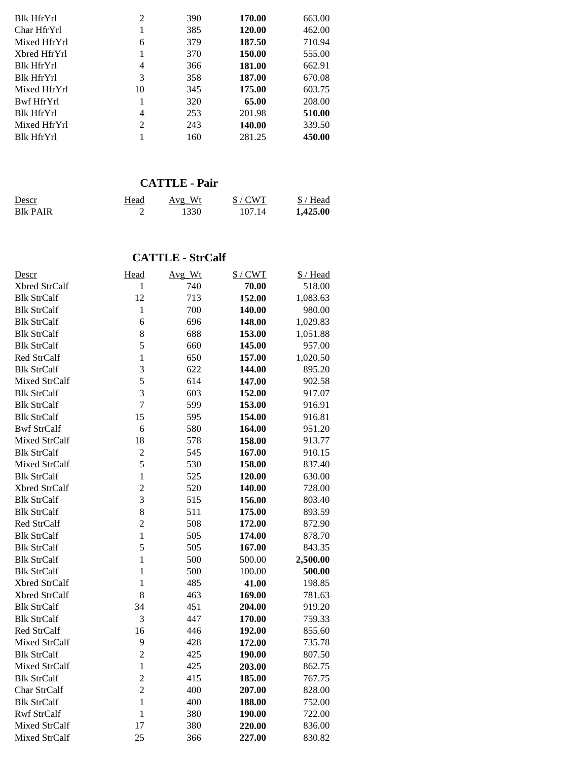| | | | | |
|---|---|---|---|---|
| Blk HfrYrl | 2 | 390 | **170.00** | 663.00 |
| Char HfrYrl | 1 | 385 | **120.00** | 462.00 |
| Mixed HfrYrl | 6 | 379 | **187.50** | 710.94 |
| Xbred HfrYrl | 1 | 370 | **150.00** | 555.00 |
| Blk HfrYrl | 4 | 366 | **181.00** | 662.91 |
| Blk HfrYrl | 3 | 358 | **187.00** | 670.08 |
| Mixed HfrYrl | 10 | 345 | **175.00** | 603.75 |
| Bwf HfrYrl | 1 | 320 | **65.00** | 208.00 |
| Blk HfrYrl | 4 | 253 | 201.98 | **510.00** |
| Mixed HfrYrl | 2 | 243 | **140.00** | 339.50 |
| Blk HfrYrl | 1 | 160 | 281.25 | **450.00** |

## CATTLE - Pair

| Descr | Head | Avg_Wt | $ / CWT | $ / Head |
|---|---|---|---|---|
| Blk PAIR | 2 | 1330 | 107.14 | **1,425.00** |

## CATTLE - StrCalf

| Descr | Head | Avg_Wt | $ / CWT | $ / Head |
|---|---|---|---|---|
| Xbred StrCalf | 1 | 740 | **70.00** | 518.00 |
| Blk StrCalf | 12 | 713 | **152.00** | 1,083.63 |
| Blk StrCalf | 1 | 700 | **140.00** | 980.00 |
| Blk StrCalf | 6 | 696 | **148.00** | 1,029.83 |
| Blk StrCalf | 8 | 688 | **153.00** | 1,051.88 |
| Blk StrCalf | 5 | 660 | **145.00** | 957.00 |
| Red StrCalf | 1 | 650 | **157.00** | 1,020.50 |
| Blk StrCalf | 3 | 622 | **144.00** | 895.20 |
| Mixed StrCalf | 5 | 614 | **147.00** | 902.58 |
| Blk StrCalf | 3 | 603 | **152.00** | 917.07 |
| Blk StrCalf | 7 | 599 | **153.00** | 916.91 |
| Blk StrCalf | 15 | 595 | **154.00** | 916.81 |
| Bwf StrCalf | 6 | 580 | **164.00** | 951.20 |
| Mixed StrCalf | 18 | 578 | **158.00** | 913.77 |
| Blk StrCalf | 2 | 545 | **167.00** | 910.15 |
| Mixed StrCalf | 5 | 530 | **158.00** | 837.40 |
| Blk StrCalf | 1 | 525 | **120.00** | 630.00 |
| Xbred StrCalf | 2 | 520 | **140.00** | 728.00 |
| Blk StrCalf | 3 | 515 | **156.00** | 803.40 |
| Blk StrCalf | 8 | 511 | **175.00** | 893.59 |
| Red StrCalf | 2 | 508 | **172.00** | 872.90 |
| Blk StrCalf | 1 | 505 | **174.00** | 878.70 |
| Blk StrCalf | 5 | 505 | **167.00** | 843.35 |
| Blk StrCalf | 1 | 500 | 500.00 | **2,500.00** |
| Blk StrCalf | 1 | 500 | 100.00 | **500.00** |
| Xbred StrCalf | 1 | 485 | **41.00** | 198.85 |
| Xbred StrCalf | 8 | 463 | **169.00** | 781.63 |
| Blk StrCalf | 34 | 451 | **204.00** | 919.20 |
| Blk StrCalf | 3 | 447 | **170.00** | 759.33 |
| Red StrCalf | 16 | 446 | **192.00** | 855.60 |
| Mixed StrCalf | 9 | 428 | **172.00** | 735.78 |
| Blk StrCalf | 2 | 425 | **190.00** | 807.50 |
| Mixed StrCalf | 1 | 425 | **203.00** | 862.75 |
| Blk StrCalf | 2 | 415 | **185.00** | 767.75 |
| Char StrCalf | 2 | 400 | **207.00** | 828.00 |
| Blk StrCalf | 1 | 400 | **188.00** | 752.00 |
| Rwf StrCalf | 1 | 380 | **190.00** | 722.00 |
| Mixed StrCalf | 17 | 380 | **220.00** | 836.00 |
| Mixed StrCalf | 25 | 366 | **227.00** | 830.82 |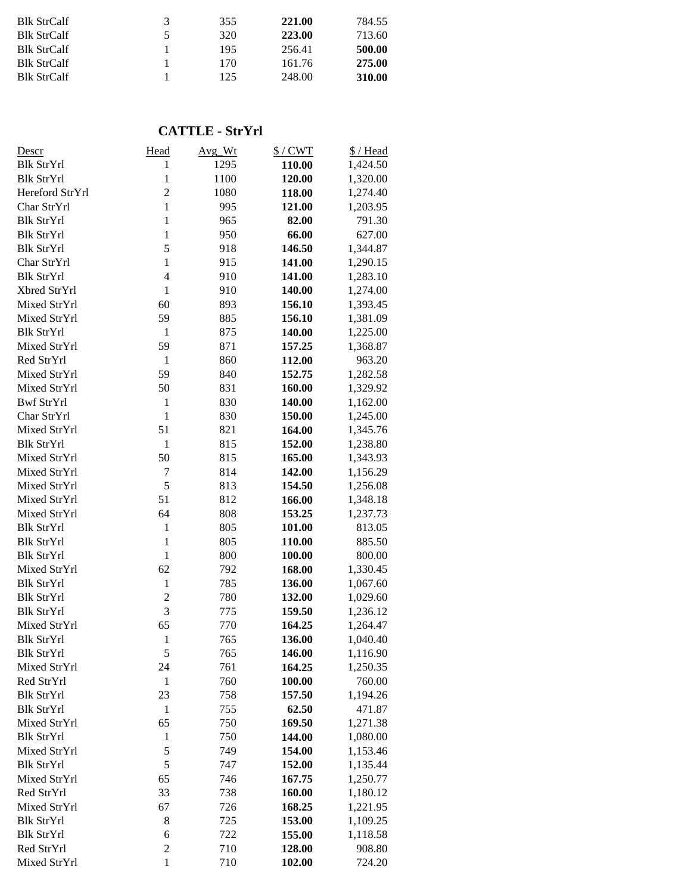| | | | | |
|---|---|---|---|---|
| Blk StrCalf | 3 | 355 | **221.00** | 784.55 |
| Blk StrCalf | 5 | 320 | **223.00** | 713.60 |
| Blk StrCalf | 1 | 195 | 256.41 | **500.00** |
| Blk StrCalf | 1 | 170 | 161.76 | **275.00** |
| Blk StrCalf | 1 | 125 | 248.00 | **310.00** |

## CATTLE - StrYrl

| Descr | Head | Avg_Wt | $ / CWT | $ / Head |
|---|---|---|---|---|
| Blk StrYrl | 1 | 1295 | **110.00** | 1,424.50 |
| Blk StrYrl | 1 | 1100 | **120.00** | 1,320.00 |
| Hereford StrYrl | 2 | 1080 | **118.00** | 1,274.40 |
| Char StrYrl | 1 | 995 | **121.00** | 1,203.95 |
| Blk StrYrl | 1 | 965 | **82.00** | 791.30 |
| Blk StrYrl | 1 | 950 | **66.00** | 627.00 |
| Blk StrYrl | 5 | 918 | **146.50** | 1,344.87 |
| Char StrYrl | 1 | 915 | **141.00** | 1,290.15 |
| Blk StrYrl | 4 | 910 | **141.00** | 1,283.10 |
| Xbred StrYrl | 1 | 910 | **140.00** | 1,274.00 |
| Mixed StrYrl | 60 | 893 | **156.10** | 1,393.45 |
| Mixed StrYrl | 59 | 885 | **156.10** | 1,381.09 |
| Blk StrYrl | 1 | 875 | **140.00** | 1,225.00 |
| Mixed StrYrl | 59 | 871 | **157.25** | 1,368.87 |
| Red StrYrl | 1 | 860 | **112.00** | 963.20 |
| Mixed StrYrl | 59 | 840 | **152.75** | 1,282.58 |
| Mixed StrYrl | 50 | 831 | **160.00** | 1,329.92 |
| Bwf StrYrl | 1 | 830 | **140.00** | 1,162.00 |
| Char StrYrl | 1 | 830 | **150.00** | 1,245.00 |
| Mixed StrYrl | 51 | 821 | **164.00** | 1,345.76 |
| Blk StrYrl | 1 | 815 | **152.00** | 1,238.80 |
| Mixed StrYrl | 50 | 815 | **165.00** | 1,343.93 |
| Mixed StrYrl | 7 | 814 | **142.00** | 1,156.29 |
| Mixed StrYrl | 5 | 813 | **154.50** | 1,256.08 |
| Mixed StrYrl | 51 | 812 | **166.00** | 1,348.18 |
| Mixed StrYrl | 64 | 808 | **153.25** | 1,237.73 |
| Blk StrYrl | 1 | 805 | **101.00** | 813.05 |
| Blk StrYrl | 1 | 805 | **110.00** | 885.50 |
| Blk StrYrl | 1 | 800 | **100.00** | 800.00 |
| Mixed StrYrl | 62 | 792 | **168.00** | 1,330.45 |
| Blk StrYrl | 1 | 785 | **136.00** | 1,067.60 |
| Blk StrYrl | 2 | 780 | **132.00** | 1,029.60 |
| Blk StrYrl | 3 | 775 | **159.50** | 1,236.12 |
| Mixed StrYrl | 65 | 770 | **164.25** | 1,264.47 |
| Blk StrYrl | 1 | 765 | **136.00** | 1,040.40 |
| Blk StrYrl | 5 | 765 | **146.00** | 1,116.90 |
| Mixed StrYrl | 24 | 761 | **164.25** | 1,250.35 |
| Red StrYrl | 1 | 760 | **100.00** | 760.00 |
| Blk StrYrl | 23 | 758 | **157.50** | 1,194.26 |
| Blk StrYrl | 1 | 755 | **62.50** | 471.87 |
| Mixed StrYrl | 65 | 750 | **169.50** | 1,271.38 |
| Blk StrYrl | 1 | 750 | **144.00** | 1,080.00 |
| Mixed StrYrl | 5 | 749 | **154.00** | 1,153.46 |
| Blk StrYrl | 5 | 747 | **152.00** | 1,135.44 |
| Mixed StrYrl | 65 | 746 | **167.75** | 1,250.77 |
| Red StrYrl | 33 | 738 | **160.00** | 1,180.12 |
| Mixed StrYrl | 67 | 726 | **168.25** | 1,221.95 |
| Blk StrYrl | 8 | 725 | **153.00** | 1,109.25 |
| Blk StrYrl | 6 | 722 | **155.00** | 1,118.58 |
| Red StrYrl | 2 | 710 | **128.00** | 908.80 |
| Mixed StrYrl | 1 | 710 | **102.00** | 724.20 |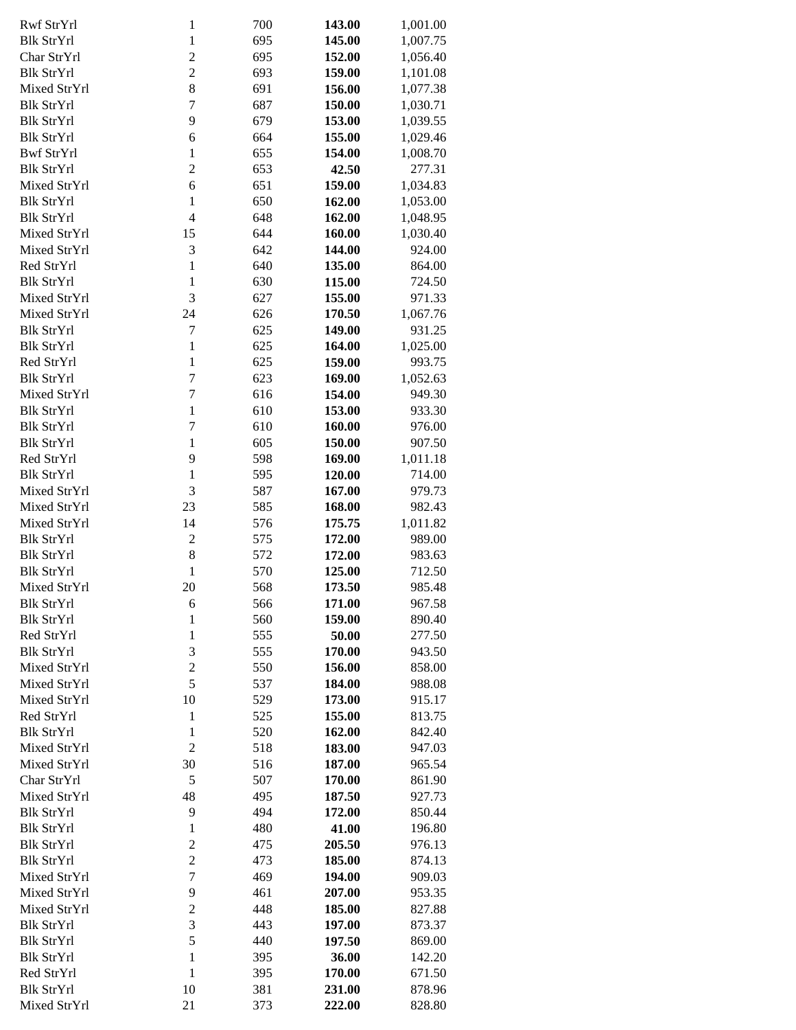| | | | | |
|---|---|---|---|---|
| Rwf StrYrl | 1 | 700 | **143.00** | 1,001.00 |
| Blk StrYrl | 1 | 695 | **145.00** | 1,007.75 |
| Char StrYrl | 2 | 695 | **152.00** | 1,056.40 |
| Blk StrYrl | 2 | 693 | **159.00** | 1,101.08 |
| Mixed StrYrl | 8 | 691 | **156.00** | 1,077.38 |
| Blk StrYrl | 7 | 687 | **150.00** | 1,030.71 |
| Blk StrYrl | 9 | 679 | **153.00** | 1,039.55 |
| Blk StrYrl | 6 | 664 | **155.00** | 1,029.46 |
| Bwf StrYrl | 1 | 655 | **154.00** | 1,008.70 |
| Blk StrYrl | 2 | 653 | **42.50** | 277.31 |
| Mixed StrYrl | 6 | 651 | **159.00** | 1,034.83 |
| Blk StrYrl | 1 | 650 | **162.00** | 1,053.00 |
| Blk StrYrl | 4 | 648 | **162.00** | 1,048.95 |
| Mixed StrYrl | 15 | 644 | **160.00** | 1,030.40 |
| Mixed StrYrl | 3 | 642 | **144.00** | 924.00 |
| Red StrYrl | 1 | 640 | **135.00** | 864.00 |
| Blk StrYrl | 1 | 630 | **115.00** | 724.50 |
| Mixed StrYrl | 3 | 627 | **155.00** | 971.33 |
| Mixed StrYrl | 24 | 626 | **170.50** | 1,067.76 |
| Blk StrYrl | 7 | 625 | **149.00** | 931.25 |
| Blk StrYrl | 1 | 625 | **164.00** | 1,025.00 |
| Red StrYrl | 1 | 625 | **159.00** | 993.75 |
| Blk StrYrl | 7 | 623 | **169.00** | 1,052.63 |
| Mixed StrYrl | 7 | 616 | **154.00** | 949.30 |
| Blk StrYrl | 1 | 610 | **153.00** | 933.30 |
| Blk StrYrl | 7 | 610 | **160.00** | 976.00 |
| Blk StrYrl | 1 | 605 | **150.00** | 907.50 |
| Red StrYrl | 9 | 598 | **169.00** | 1,011.18 |
| Blk StrYrl | 1 | 595 | **120.00** | 714.00 |
| Mixed StrYrl | 3 | 587 | **167.00** | 979.73 |
| Mixed StrYrl | 23 | 585 | **168.00** | 982.43 |
| Mixed StrYrl | 14 | 576 | **175.75** | 1,011.82 |
| Blk StrYrl | 2 | 575 | **172.00** | 989.00 |
| Blk StrYrl | 8 | 572 | **172.00** | 983.63 |
| Blk StrYrl | 1 | 570 | **125.00** | 712.50 |
| Mixed StrYrl | 20 | 568 | **173.50** | 985.48 |
| Blk StrYrl | 6 | 566 | **171.00** | 967.58 |
| Blk StrYrl | 1 | 560 | **159.00** | 890.40 |
| Red StrYrl | 1 | 555 | **50.00** | 277.50 |
| Blk StrYrl | 3 | 555 | **170.00** | 943.50 |
| Mixed StrYrl | 2 | 550 | **156.00** | 858.00 |
| Mixed StrYrl | 5 | 537 | **184.00** | 988.08 |
| Mixed StrYrl | 10 | 529 | **173.00** | 915.17 |
| Red StrYrl | 1 | 525 | **155.00** | 813.75 |
| Blk StrYrl | 1 | 520 | **162.00** | 842.40 |
| Mixed StrYrl | 2 | 518 | **183.00** | 947.03 |
| Mixed StrYrl | 30 | 516 | **187.00** | 965.54 |
| Char StrYrl | 5 | 507 | **170.00** | 861.90 |
| Mixed StrYrl | 48 | 495 | **187.50** | 927.73 |
| Blk StrYrl | 9 | 494 | **172.00** | 850.44 |
| Blk StrYrl | 1 | 480 | **41.00** | 196.80 |
| Blk StrYrl | 2 | 475 | **205.50** | 976.13 |
| Blk StrYrl | 2 | 473 | **185.00** | 874.13 |
| Mixed StrYrl | 7 | 469 | **194.00** | 909.03 |
| Mixed StrYrl | 9 | 461 | **207.00** | 953.35 |
| Mixed StrYrl | 2 | 448 | **185.00** | 827.88 |
| Blk StrYrl | 3 | 443 | **197.00** | 873.37 |
| Blk StrYrl | 5 | 440 | **197.50** | 869.00 |
| Blk StrYrl | 1 | 395 | **36.00** | 142.20 |
| Red StrYrl | 1 | 395 | **170.00** | 671.50 |
| Blk StrYrl | 10 | 381 | **231.00** | 878.96 |
| Mixed StrYrl | 21 | 373 | **222.00** | 828.80 |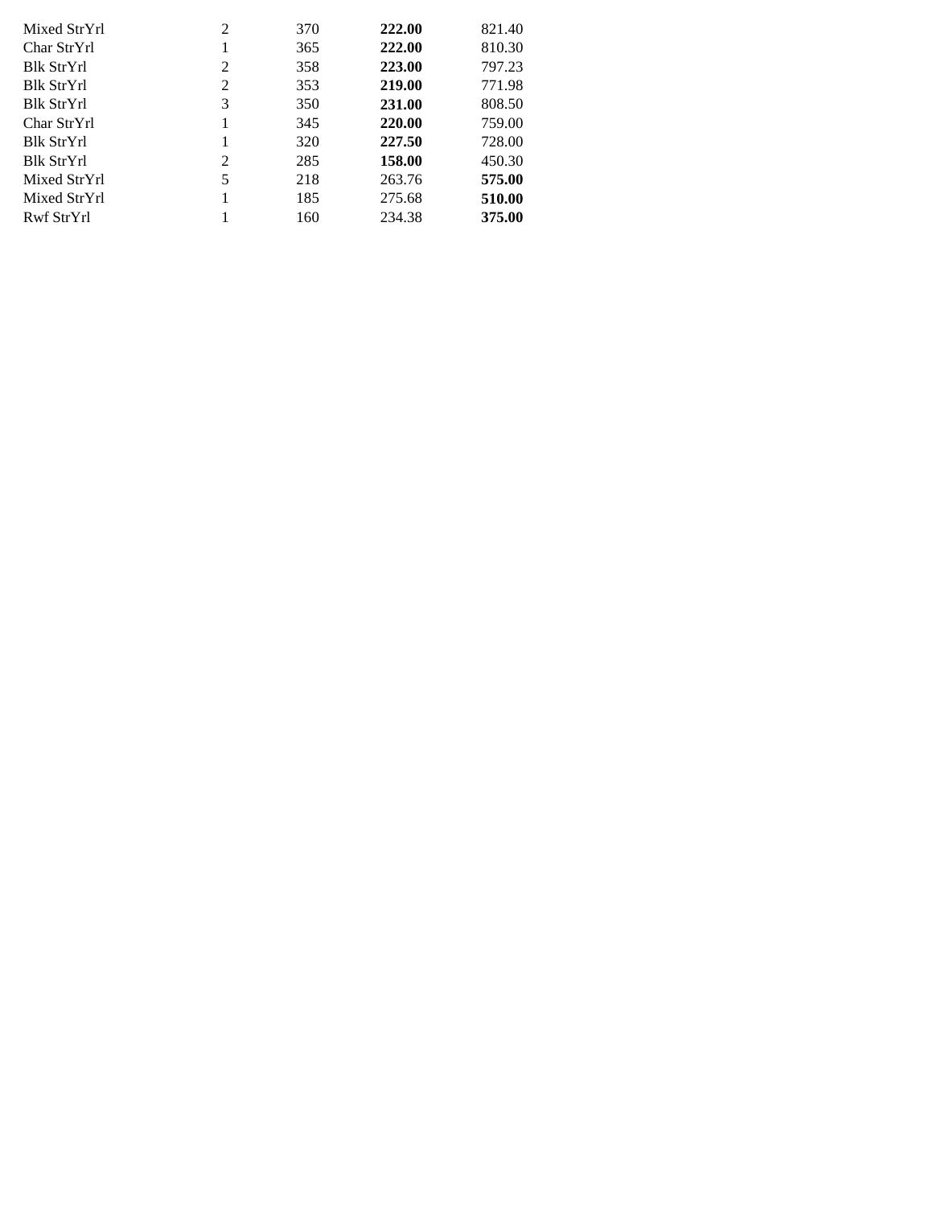| | | | | |
|---|---|---|---|---|
| Mixed StrYrl | 2 | 370 | **222.00** | 821.40 |
| Char StrYrl | 1 | 365 | **222.00** | 810.30 |
| Blk StrYrl | 2 | 358 | **223.00** | 797.23 |
| Blk StrYrl | 2 | 353 | **219.00** | 771.98 |
| Blk StrYrl | 3 | 350 | **231.00** | 808.50 |
| Char StrYrl | 1 | 345 | **220.00** | 759.00 |
| Blk StrYrl | 1 | 320 | **227.50** | 728.00 |
| Blk StrYrl | 2 | 285 | **158.00** | 450.30 |
| Mixed StrYrl | 5 | 218 | 263.76 | **575.00** |
| Mixed StrYrl | 1 | 185 | 275.68 | **510.00** |
| Rwf StrYrl | 1 | 160 | 234.38 | **375.00** |